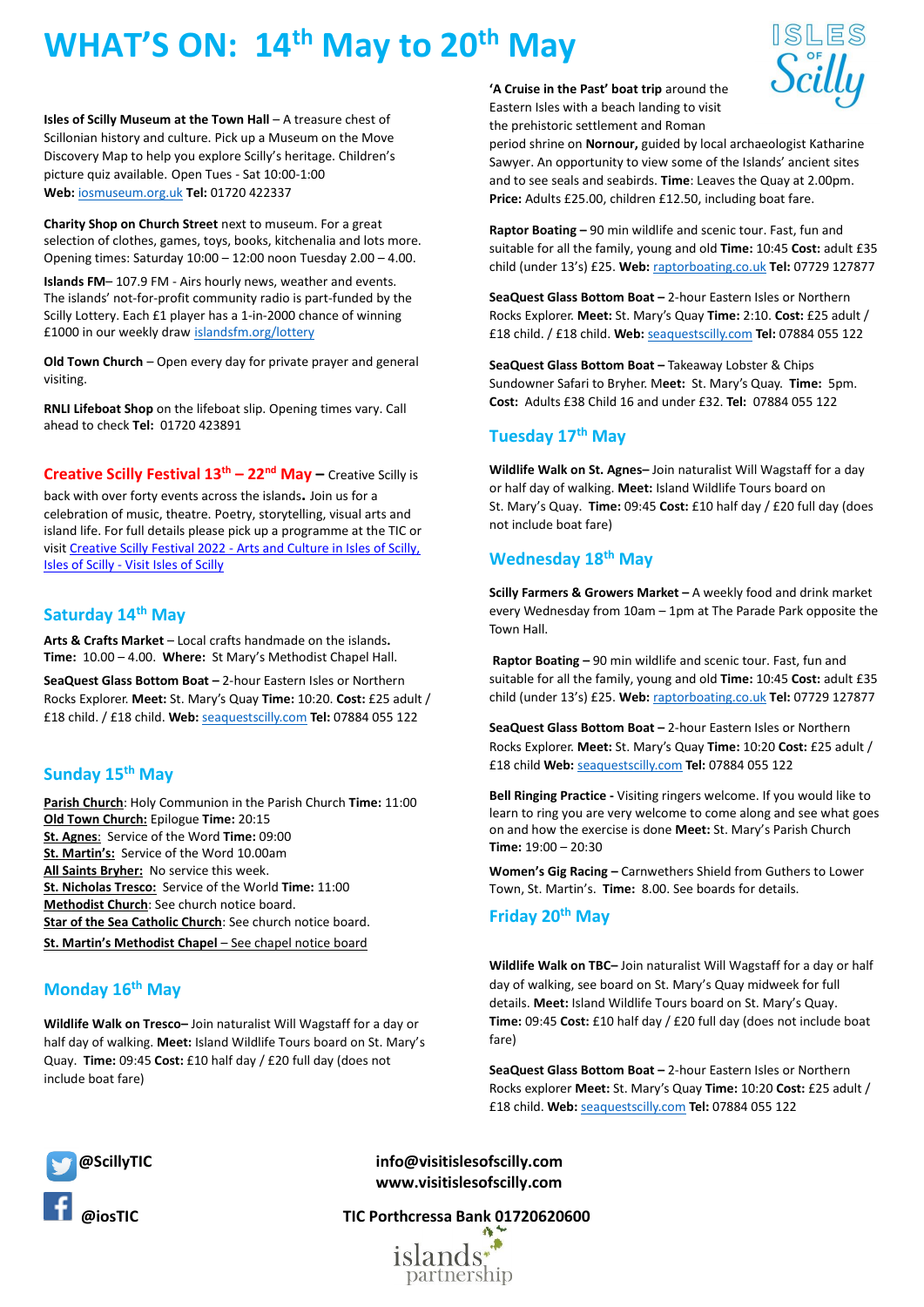# WHAT'S ON: 14th May to 20th May

**Isles of Scilly Museum at the Town Hall** – A treasure chest of Scillonian history and culture. Pick up a Museum on the Move Discovery Map to help you explore Scilly's heritage. Children's picture quiz available. Open Tues - Sat 10:00-1:00 **Web:** iosmuseum.org.uk **Tel:** 01720 422337

**Charity Shop on Church Street** next to museum. For a great selection of clothes, games, toys, books, kitchenalia and lots more. Opening times: Saturday 10:00 – 12:00 noon Tuesday 2.00 – 4.00.

**Islands FM**– 107.9 FM - Airs hourly news, weather and events. The islands' not-for-profit community radio is part-funded by the Scilly Lottery. Each £1 player has a 1-in-2000 chance of winning £1000 in our weekly draw islandsfm.org/lottery

**Old Town Church** – Open every day for private prayer and general visiting.

**RNLI Lifeboat Shop** on the lifeboat slip. Opening times vary. Call ahead to check **Tel:** 01720 423891

**Creative Scilly Festival 13th – 22nd May –** Creative Scilly is back with over forty events across the islands**.** Join us for a celebration of music, theatre. Poetry, storytelling, visual arts and island life. For full details please pick up a programme at the TIC or visit Creative Scilly Festival 2022 - Arts and Culture in Isles of Scilly, Isles of Scilly - Visit Isles of Scilly

## Saturday 14th May

**Arts & Crafts Market** – Local crafts handmade on the islands**. Time:** 10.00 – 4.00. **Where:** St Mary's Methodist Chapel Hall.

**SeaQuest Glass Bottom Boat –** 2-hour Eastern Isles or Northern Rocks Explorer. **Meet:** St. Mary's Quay **Time:** 10:20. **Cost:** £25 adult / £18 child. / £18 child. **Web:** seaquestscilly.com **Tel:** 07884 055 122

## Sunday 15th May

**Parish Church**: Holy Communion in the Parish Church **Time:** 11:00
**Old Town Church:** Epilogue **Time:** 20:15
**St. Agnes**: Service of the Word **Time:** 09:00
**St. Martin's:** Service of the Word 10.00am
**All Saints Bryher:** No service this week.
**St. Nicholas Tresco:** Service of the World **Time:** 11:00
**Methodist Church**: See church notice board.
**Star of the Sea Catholic Church**: See church notice board.
**St. Martin's Methodist Chapel** – See chapel notice board

## Monday 16th May

**Wildlife Walk on Tresco–** Join naturalist Will Wagstaff for a day or half day of walking. **Meet:** Island Wildlife Tours board on St. Mary's Quay. **Time:** 09:45 **Cost:** £10 half day / £20 full day (does not include boat fare)

**'A Cruise in the Past' boat trip** around the Eastern Isles with a beach landing to visit the prehistoric settlement and Roman period shrine on **Nornour,** guided by local archaeologist Katharine Sawyer. An opportunity to view some of the Islands' ancient sites and to see seals and seabirds. **Time**: Leaves the Quay at 2.00pm. **Price:** Adults £25.00, children £12.50, including boat fare.

**Raptor Boating –** 90 min wildlife and scenic tour. Fast, fun and suitable for all the family, young and old **Time:** 10:45 **Cost:** adult £35 child (under 13's) £25. **Web:** raptorboating.co.uk **Tel:** 07729 127877

**SeaQuest Glass Bottom Boat –** 2-hour Eastern Isles or Northern Rocks Explorer. **Meet:** St. Mary's Quay **Time:** 2:10. **Cost:** £25 adult / £18 child. / £18 child. **Web:** seaquestscilly.com **Tel:** 07884 055 122

**SeaQuest Glass Bottom Boat –** Takeaway Lobster & Chips Sundowner Safari to Bryher. **Meet:** St. Mary's Quay. **Time:** 5pm. **Cost:** Adults £38 Child 16 and under £32. **Tel:** 07884 055 122

## Tuesday 17th May

**Wildlife Walk on St. Agnes–** Join naturalist Will Wagstaff for a day or half day of walking. **Meet:** Island Wildlife Tours board on St. Mary's Quay. **Time:** 09:45 **Cost:** £10 half day / £20 full day (does not include boat fare)

## Wednesday 18th May

**Scilly Farmers & Growers Market –** A weekly food and drink market every Wednesday from 10am – 1pm at The Parade Park opposite the Town Hall.

**Raptor Boating –** 90 min wildlife and scenic tour. Fast, fun and suitable for all the family, young and old **Time:** 10:45 **Cost:** adult £35 child (under 13's) £25. **Web:** raptorboating.co.uk **Tel:** 07729 127877

**SeaQuest Glass Bottom Boat –** 2-hour Eastern Isles or Northern Rocks Explorer. **Meet:** St. Mary's Quay **Time:** 10:20 **Cost:** £25 adult / £18 child **Web:** seaquestscilly.com **Tel:** 07884 055 122

**Bell Ringing Practice -** Visiting ringers welcome. If you would like to learn to ring you are very welcome to come along and see what goes on and how the exercise is done **Meet:** St. Mary's Parish Church **Time:** 19:00 – 20:30

**Women's Gig Racing –** Carnwethers Shield from Guthers to Lower Town, St. Martin's. **Time:** 8.00. See boards for details.

## Friday 20th May

**Wildlife Walk on TBC–** Join naturalist Will Wagstaff for a day or half day of walking, see board on St. Mary's Quay midweek for full details. **Meet:** Island Wildlife Tours board on St. Mary's Quay. **Time:** 09:45 **Cost:** £10 half day / £20 full day (does not include boat fare)

**SeaQuest Glass Bottom Boat –** 2-hour Eastern Isles or Northern Rocks explorer **Meet:** St. Mary's Quay **Time:** 10:20 **Cost:** £25 adult / £18 child. **Web:** seaquestscilly.com **Tel:** 07884 055 122

**@ScillyTIC**

**@iosTIC**

**info@visitislesofscilly.com**
**www.visitislesofscilly.com**

**TIC Porthcressa Bank 01720620600**

islands partnership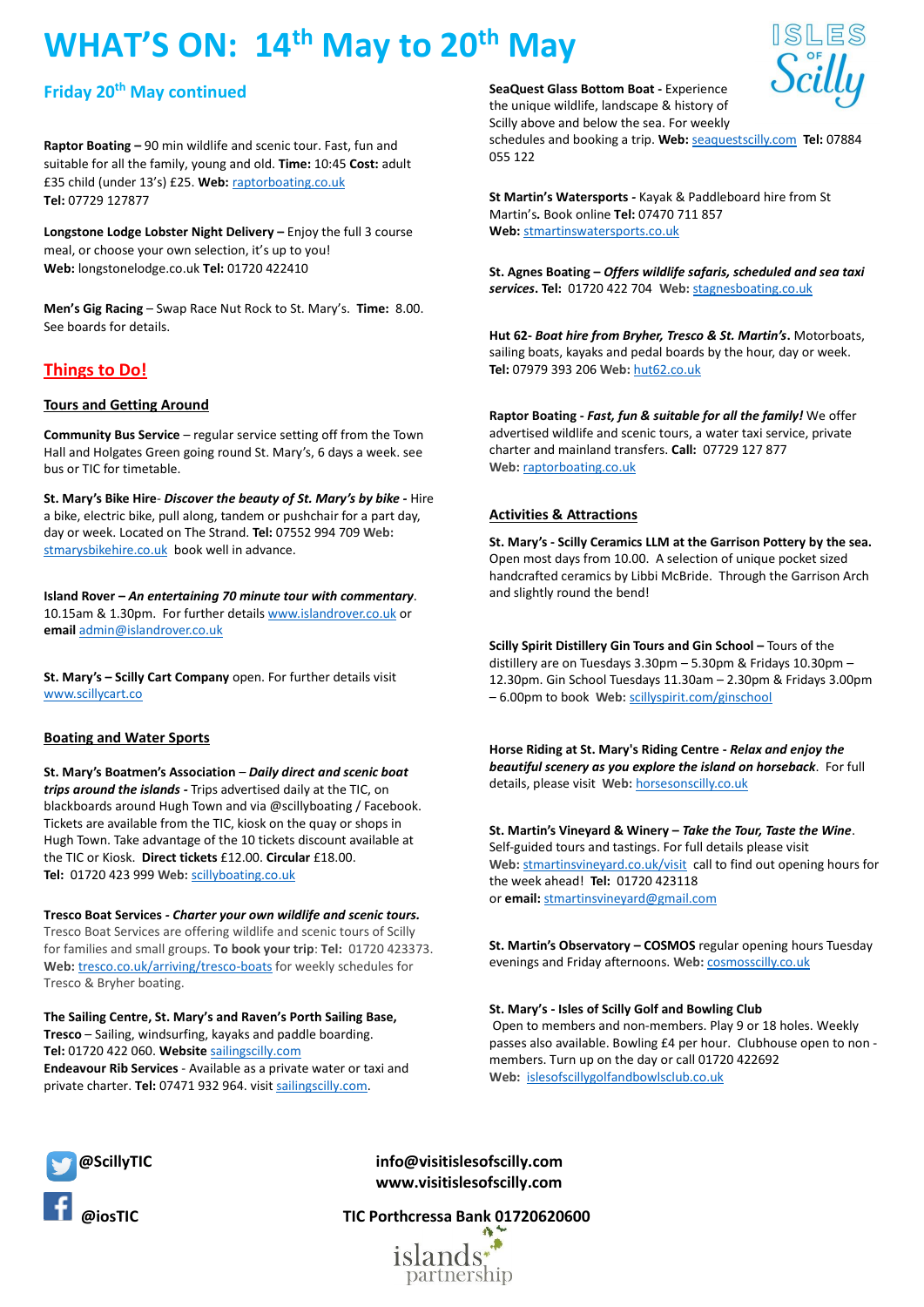# WHAT'S ON: 14th May to 20th May

## Friday 20th May continued

**Raptor Boating –** 90 min wildlife and scenic tour. Fast, fun and suitable for all the family, young and old. **Time:** 10:45 **Cost:** adult £35 child (under 13's) £25. **Web:** raptorboating.co.uk **Tel:** 07729 127877

**Longstone Lodge Lobster Night Delivery –** Enjoy the full 3 course meal, or choose your own selection, it's up to you! **Web:** longstonelodge.co.uk **Tel:** 01720 422410

**Men's Gig Racing** – Swap Race Nut Rock to St. Mary's. **Time:** 8.00. See boards for details.

## Things to Do!

### Tours and Getting Around

**Community Bus Service** – regular service setting off from the Town Hall and Holgates Green going round St. Mary's, 6 days a week. see bus or TIC for timetable.

**St. Mary's Bike Hire**- ***Discover the beauty of St. Mary's by bike*** **-** Hire a bike, electric bike, pull along, tandem or pushchair for a part day, day or week. Located on The Strand. **Tel:** 07552 994 709 **Web:** stmarysbikehire.co.uk book well in advance.

**Island Rover –** ***An entertaining 70 minute tour with commentary***. 10.15am & 1.30pm. For further details www.islandrover.co.uk or **email** admin@islandrover.co.uk

**St. Mary's – Scilly Cart Company** open. For further details visit www.scillycart.co

### Boating and Water Sports

**St. Mary's Boatmen's Association** – ***Daily direct and scenic boat trips around the islands*** **-** Trips advertised daily at the TIC, on blackboards around Hugh Town and via @scillyboating / Facebook. Tickets are available from the TIC, kiosk on the quay or shops in Hugh Town. Take advantage of the 10 tickets discount available at the TIC or Kiosk. **Direct tickets** £12.00. **Circular** £18.00. **Tel:** 01720 423 999 **Web:** scillyboating.co.uk

**Tresco Boat Services -** ***Charter your own wildlife and scenic tours.*** Tresco Boat Services are offering wildlife and scenic tours of Scilly for families and small groups. **To book your trip**: **Tel:** 01720 423373. **Web:** tresco.co.uk/arriving/tresco-boats for weekly schedules for Tresco & Bryher boating.

**The Sailing Centre, St. Mary's and Raven's Porth Sailing Base, Tresco** – Sailing, windsurfing, kayaks and paddle boarding. **Tel:** 01720 422 060. **Website** sailingscilly.com
**Endeavour Rib Services** - Available as a private water or taxi and private charter. **Tel:** 07471 932 964. visit sailingscilly.com.

**SeaQuest Glass Bottom Boat -** Experience the unique wildlife, landscape & history of Scilly above and below the sea. For weekly schedules and booking a trip. **Web:** seaquestscilly.com **Tel:** 07884 055 122

**St Martin's Watersports -** Kayak & Paddleboard hire from St Martin's**.** Book online **Tel:** 07470 711 857 **Web:** stmartinswatersports.co.uk

**St. Agnes Boating** – ***Offers wildlife safaris, scheduled and sea taxi services*. Tel:** 01720 422 704 **Web:** stagnesboating.co.uk

**Hut 62-** ***Boat hire from Bryher, Tresco & St. Martin's*.** Motorboats, sailing boats, kayaks and pedal boards by the hour, day or week. **Tel:** 07979 393 206 **Web:** hut62.co.uk

**Raptor Boating -** ***Fast, fun & suitable for all the family!*** We offer advertised wildlife and scenic tours, a water taxi service, private charter and mainland transfers. **Call:** 07729 127 877 **Web:** raptorboating.co.uk

### Activities & Attractions

**St. Mary's - Scilly Ceramics LLM at the Garrison Pottery by the sea.** Open most days from 10.00. A selection of unique pocket sized handcrafted ceramics by Libbi McBride. Through the Garrison Arch and slightly round the bend!

**Scilly Spirit Distillery Gin Tours and Gin School –** Tours of the distillery are on Tuesdays 3.30pm – 5.30pm & Fridays 10.30pm – 12.30pm. Gin School Tuesdays 11.30am – 2.30pm & Fridays 3.00pm – 6.00pm to book **Web:** scillyspirit.com/ginschool

**Horse Riding at St. Mary's Riding Centre -** ***Relax and enjoy the beautiful scenery as you explore the island on horseback***. For full details, please visit **Web:** horsesonscilly.co.uk

**St. Martin's Vineyard & Winery –** ***Take the Tour, Taste the Wine***. Self-guided tours and tastings. For full details please visit **Web:** stmartinsvineyard.co.uk/visit call to find out opening hours for the week ahead! **Tel:** 01720 423118 or **email:** stmartinsvineyard@gmail.com

**St. Martin's Observatory – COSMOS** regular opening hours Tuesday evenings and Friday afternoons. **Web:** cosmosscilly.co.uk

**St. Mary's - Isles of Scilly Golf and Bowling Club**
Open to members and non-members. Play 9 or 18 holes. Weekly passes also available. Bowling £4 per hour. Clubhouse open to non - members. Turn up on the day or call 01720 422692
**Web:** islesofscillygolfandbowlsclub.co.uk

**@ScillyTIC**

**@iosTIC**

**info@visitislesofscilly.com**
**www.visitislesofscilly.com**

**TIC Porthcressa Bank 01720620600**